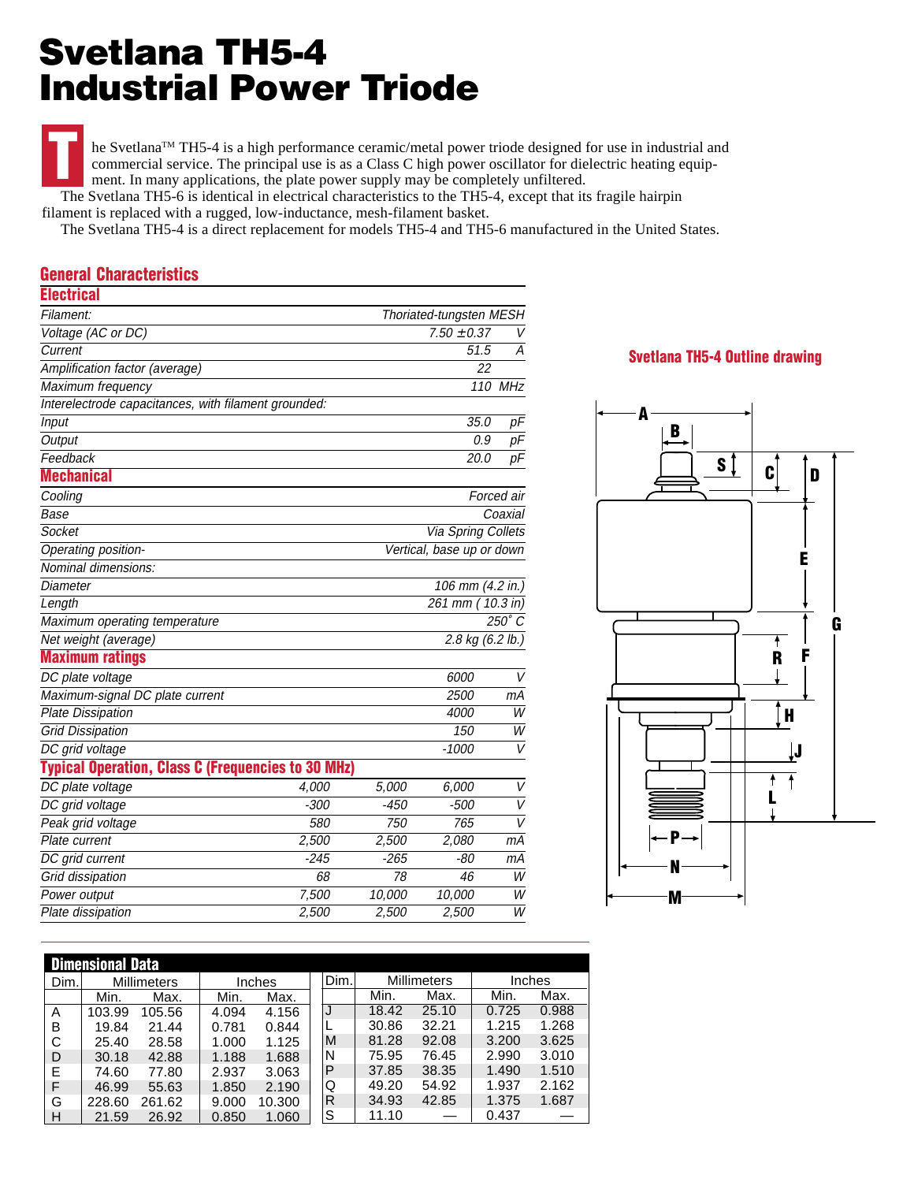# Svetlana TH5-4
# Industrial Power Triode

The Svetlana™ TH5-4 is a high performance ceramic/metal power triode designed for use in industrial and commercial service. The principal use is as a Class C high power oscillator for dielectric heating equipment. In many applications, the plate power supply may be completely unfiltered.

The Svetlana TH5-6 is identical in electrical characteristics to the TH5-4, except that its fragile hairpin filament is replaced with a rugged, low-inductance, mesh-filament basket.

The Svetlana TH5-4 is a direct replacement for models TH5-4 and TH5-6 manufactured in the United States.

## General Characteristics

### Electrical

| | | |
|---|---|---|
| Filament: | Thoriated-tungsten MESH | |
| Voltage (AC or DC) | 7.50 ±0.37 | V |
| Current | 51.5 | A |
| Amplification factor (average) | 22 | |
| Maximum frequency | 110 | MHz |
| Interelectrode capacitances, with filament grounded: | | |
| Input | 35.0 | pF |
| Output | 0.9 | pF |
| Feedback | 20.0 | pF |

### Mechanical

| | |
|---|---|
| Cooling | Forced air |
| Base | Coaxial |
| Socket | Via Spring Collets |
| Operating position- | Vertical, base up or down |
| Nominal dimensions: | |
| Diameter | 106 mm (4.2 in.) |
| Length | 261 mm ( 10.3 in) |
| Maximum operating temperature | 250° C |
| Net weight (average) | 2.8 kg (6.2 lb.) |

### Maximum ratings

| | | |
|---|---|---|
| DC plate voltage | 6000 | V |
| Maximum-signal DC plate current | 2500 | mA |
| Plate Dissipation | 4000 | W |
| Grid Dissipation | 150 | W |
| DC grid voltage | -1000 | V |

### Typical Operation, Class C (Frequencies to 30 MHz)

| | | | | |
|---|---|---|---|---|
| DC plate voltage | 4,000 | 5,000 | 6,000 | V |
| DC grid voltage | -300 | -450 | -500 | V |
| Peak grid voltage | 580 | 750 | 765 | V |
| Plate current | 2,500 | 2,500 | 2,080 | mA |
| DC grid current | -245 | -265 | -80 | mA |
| Grid dissipation | 68 | 78 | 46 | W |
| Power output | 7,500 | 10,000 | 10,000 | W |
| Plate dissipation | 2,500 | 2,500 | 2,500 | W |

**Svetlana TH5-4 Outline drawing**

## Dimensional Data

| Dim. | Millimeters | | Inches | |
|---|---|---|---|---|
| | Min. | Max. | Min. | Max. |
| A | 103.99 | 105.56 | 4.094 | 4.156 |
| B | 19.84 | 21.44 | 0.781 | 0.844 |
| C | 25.40 | 28.58 | 1.000 | 1.125 |
| D | 30.18 | 42.88 | 1.188 | 1.688 |
| E | 74.60 | 77.80 | 2.937 | 3.063 |
| F | 46.99 | 55.63 | 1.850 | 2.190 |
| G | 228.60 | 261.62 | 9.000 | 10.300 |
| H | 21.59 | 26.92 | 0.850 | 1.060 |
| J | 18.42 | 25.10 | 0.725 | 0.988 |
| L | 30.86 | 32.21 | 1.215 | 1.268 |
| M | 81.28 | 92.08 | 3.200 | 3.625 |
| N | 75.95 | 76.45 | 2.990 | 3.010 |
| P | 37.85 | 38.35 | 1.490 | 1.510 |
| Q | 49.20 | 54.92 | 1.937 | 2.162 |
| R | 34.93 | 42.85 | 1.375 | 1.687 |
| S | 11.10 | — | 0.437 | — |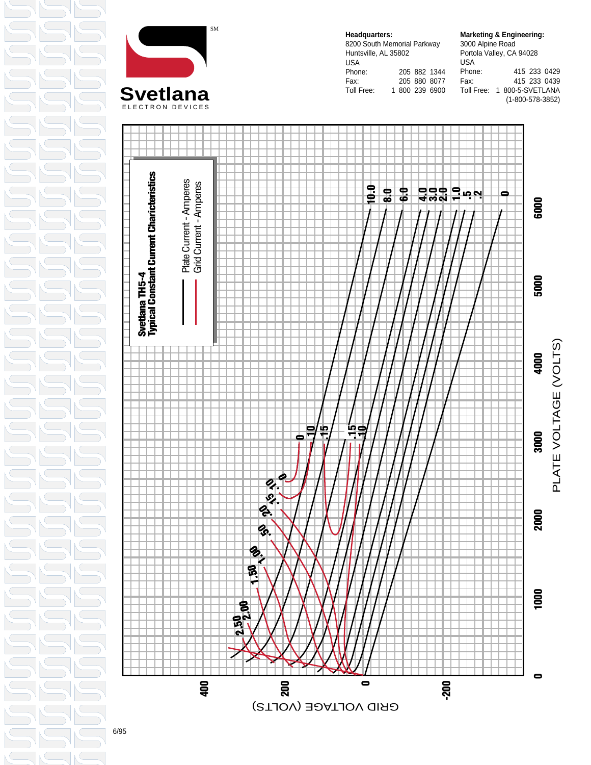**Headquarters:**
8200 South Memorial Parkway
Huntsville, AL 35802
USA
Phone: 205 882 1344
Fax: 205 880 8077
Toll Free: 1 800 239 6900

**Marketing & Engineering:**
3000 Alpine Road
Portola Valley, CA 94028
USA
Phone: 415 233 0429
Fax: 415 233 0439
Toll Free: 1 800-5-SVETLANA
(1-800-578-3852)

Svetlana
ELECTRON DEVICES

**Svetlana TH5-4**
**Typical Constant Current Charicteristics**

Plate Current - Amperes
Grid Current - Amperes

10.0
8.0
6.0
4.0
3.0
2.0
1.0
.5
.2
0

0
.10
.15
.15
.10

0
.10
.15
.20
.50
1.00
1.50
2.00
2.50

PLATE VOLTAGE (VOLTS)
0
1000
2000
3000
4000
5000
6000

GRID VOLTAGE (VOLTS)
400
200
0
-200

6/95